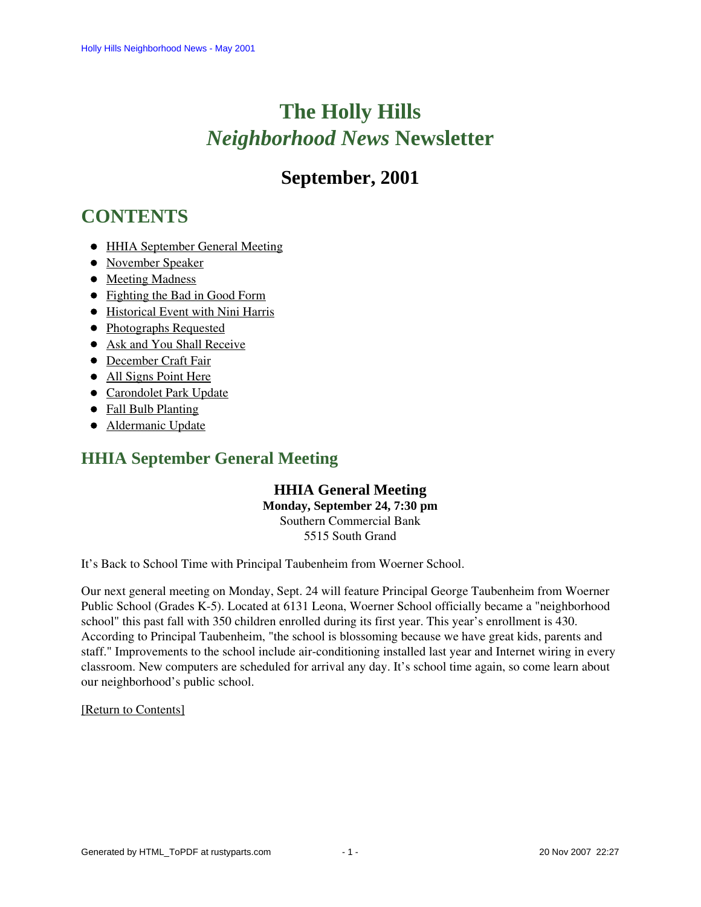# The Holly Hills *Neighborhood News* Newsletter

## September, 2001

## CONTENTS

- HHIA September General Meeting
- November Speaker
- Meeting Madness
- Fighting the Bad in Good Form
- Historical Event with Nini Harris
- Photographs Requested
- Ask and You Shall Receive
- December Craft Fair
- All Signs Point Here
- Carondolet Park Update
- Fall Bulb Planting
- Aldermanic Update

## HHIA September General Meeting

**HHIA General Meeting**
**Monday, September 24, 7:30 pm**
Southern Commercial Bank
5515 South Grand

It's Back to School Time with Principal Taubenheim from Woerner School.

Our next general meeting on Monday, Sept. 24 will feature Principal George Taubenheim from Woerner Public School (Grades K-5). Located at 6131 Leona, Woerner School officially became a "neighborhood school" this past fall with 350 children enrolled during its first year. This year's enrollment is 430. According to Principal Taubenheim, "the school is blossoming because we have great kids, parents and staff." Improvements to the school include air-conditioning installed last year and Internet wiring in every classroom. New computers are scheduled for arrival any day. It's school time again, so come learn about our neighborhood's public school.

[Return to Contents]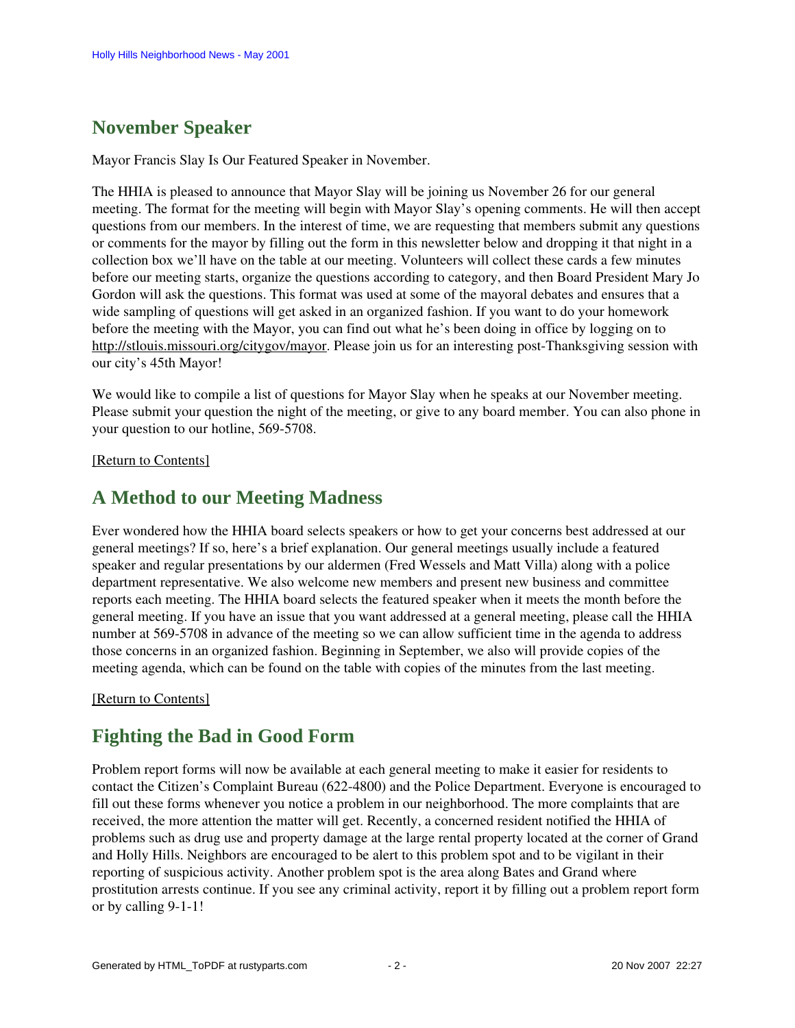## November Speaker

Mayor Francis Slay Is Our Featured Speaker in November.

The HHIA is pleased to announce that Mayor Slay will be joining us November 26 for our general meeting. The format for the meeting will begin with Mayor Slay's opening comments. He will then accept questions from our members. In the interest of time, we are requesting that members submit any questions or comments for the mayor by filling out the form in this newsletter below and dropping it that night in a collection box we'll have on the table at our meeting. Volunteers will collect these cards a few minutes before our meeting starts, organize the questions according to category, and then Board President Mary Jo Gordon will ask the questions. This format was used at some of the mayoral debates and ensures that a wide sampling of questions will get asked in an organized fashion. If you want to do your homework before the meeting with the Mayor, you can find out what he's been doing in office by logging on to http://stlouis.missouri.org/citygov/mayor. Please join us for an interesting post-Thanksgiving session with our city's 45th Mayor!

We would like to compile a list of questions for Mayor Slay when he speaks at our November meeting. Please submit your question the night of the meeting, or give to any board member. You can also phone in your question to our hotline, 569-5708.

[Return to Contents]

## A Method to our Meeting Madness

Ever wondered how the HHIA board selects speakers or how to get your concerns best addressed at our general meetings? If so, here's a brief explanation. Our general meetings usually include a featured speaker and regular presentations by our aldermen (Fred Wessels and Matt Villa) along with a police department representative. We also welcome new members and present new business and committee reports each meeting. The HHIA board selects the featured speaker when it meets the month before the general meeting. If you have an issue that you want addressed at a general meeting, please call the HHIA number at 569-5708 in advance of the meeting so we can allow sufficient time in the agenda to address those concerns in an organized fashion. Beginning in September, we also will provide copies of the meeting agenda, which can be found on the table with copies of the minutes from the last meeting.

[Return to Contents]

## Fighting the Bad in Good Form

Problem report forms will now be available at each general meeting to make it easier for residents to contact the Citizen's Complaint Bureau (622-4800) and the Police Department. Everyone is encouraged to fill out these forms whenever you notice a problem in our neighborhood. The more complaints that are received, the more attention the matter will get. Recently, a concerned resident notified the HHIA of problems such as drug use and property damage at the large rental property located at the corner of Grand and Holly Hills. Neighbors are encouraged to be alert to this problem spot and to be vigilant in their reporting of suspicious activity. Another problem spot is the area along Bates and Grand where prostitution arrests continue. If you see any criminal activity, report it by filling out a problem report form or by calling 9-1-1!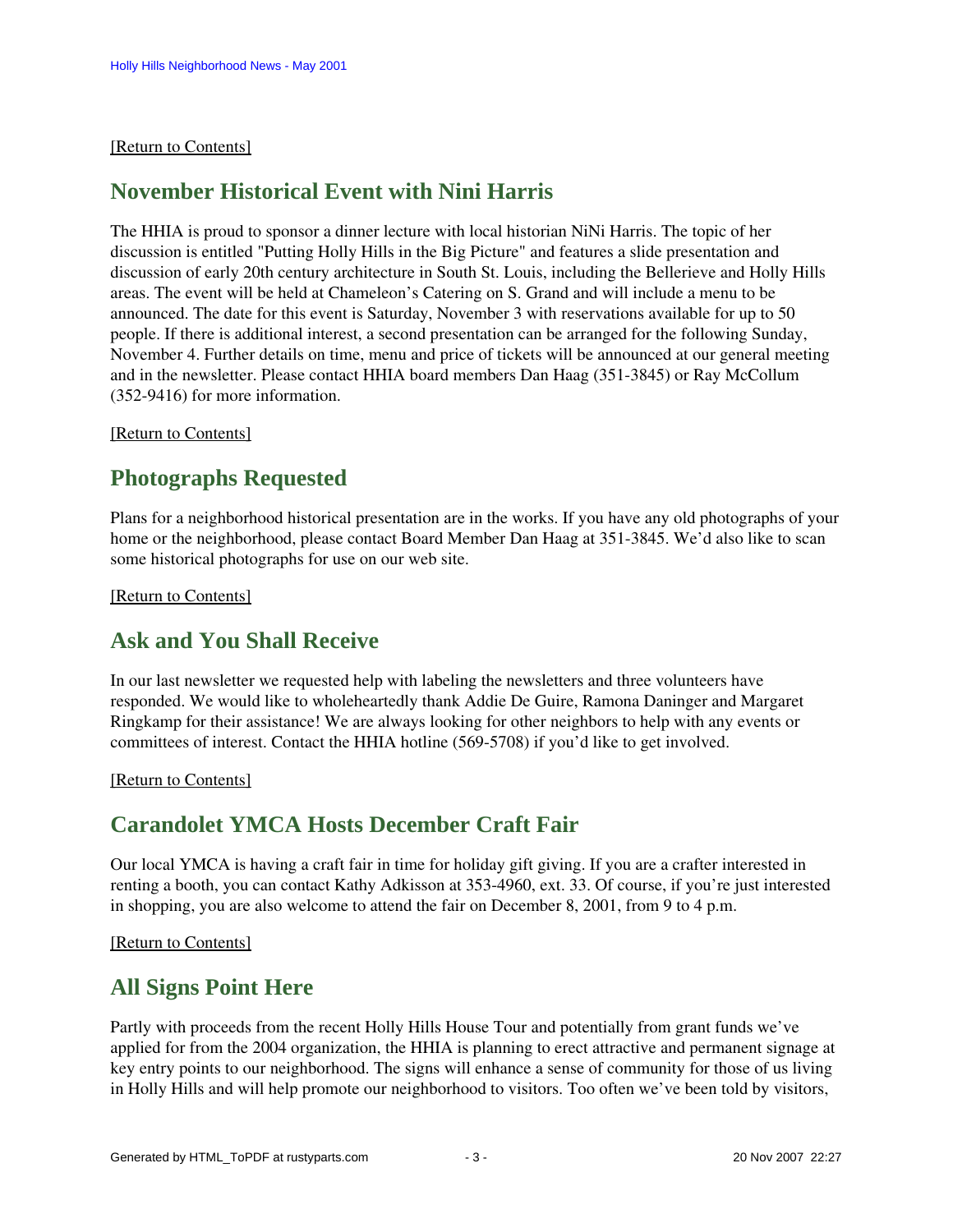[Return to Contents]

## November Historical Event with Nini Harris

The HHIA is proud to sponsor a dinner lecture with local historian NiNi Harris. The topic of her discussion is entitled "Putting Holly Hills in the Big Picture" and features a slide presentation and discussion of early 20th century architecture in South St. Louis, including the Bellerieve and Holly Hills areas. The event will be held at Chameleon's Catering on S. Grand and will include a menu to be announced. The date for this event is Saturday, November 3 with reservations available for up to 50 people. If there is additional interest, a second presentation can be arranged for the following Sunday, November 4. Further details on time, menu and price of tickets will be announced at our general meeting and in the newsletter. Please contact HHIA board members Dan Haag (351-3845) or Ray McCollum (352-9416) for more information.

[Return to Contents]

## Photographs Requested

Plans for a neighborhood historical presentation are in the works. If you have any old photographs of your home or the neighborhood, please contact Board Member Dan Haag at 351-3845. We'd also like to scan some historical photographs for use on our web site.

[Return to Contents]

## Ask and You Shall Receive

In our last newsletter we requested help with labeling the newsletters and three volunteers have responded. We would like to wholeheartedly thank Addie De Guire, Ramona Daninger and Margaret Ringkamp for their assistance! We are always looking for other neighbors to help with any events or committees of interest. Contact the HHIA hotline (569-5708) if you'd like to get involved.

[Return to Contents]

## Carandolet YMCA Hosts December Craft Fair

Our local YMCA is having a craft fair in time for holiday gift giving. If you are a crafter interested in renting a booth, you can contact Kathy Adkisson at 353-4960, ext. 33. Of course, if you're just interested in shopping, you are also welcome to attend the fair on December 8, 2001, from 9 to 4 p.m.

[Return to Contents]

## All Signs Point Here

Partly with proceeds from the recent Holly Hills House Tour and potentially from grant funds we've applied for from the 2004 organization, the HHIA is planning to erect attractive and permanent signage at key entry points to our neighborhood. The signs will enhance a sense of community for those of us living in Holly Hills and will help promote our neighborhood to visitors. Too often we've been told by visitors,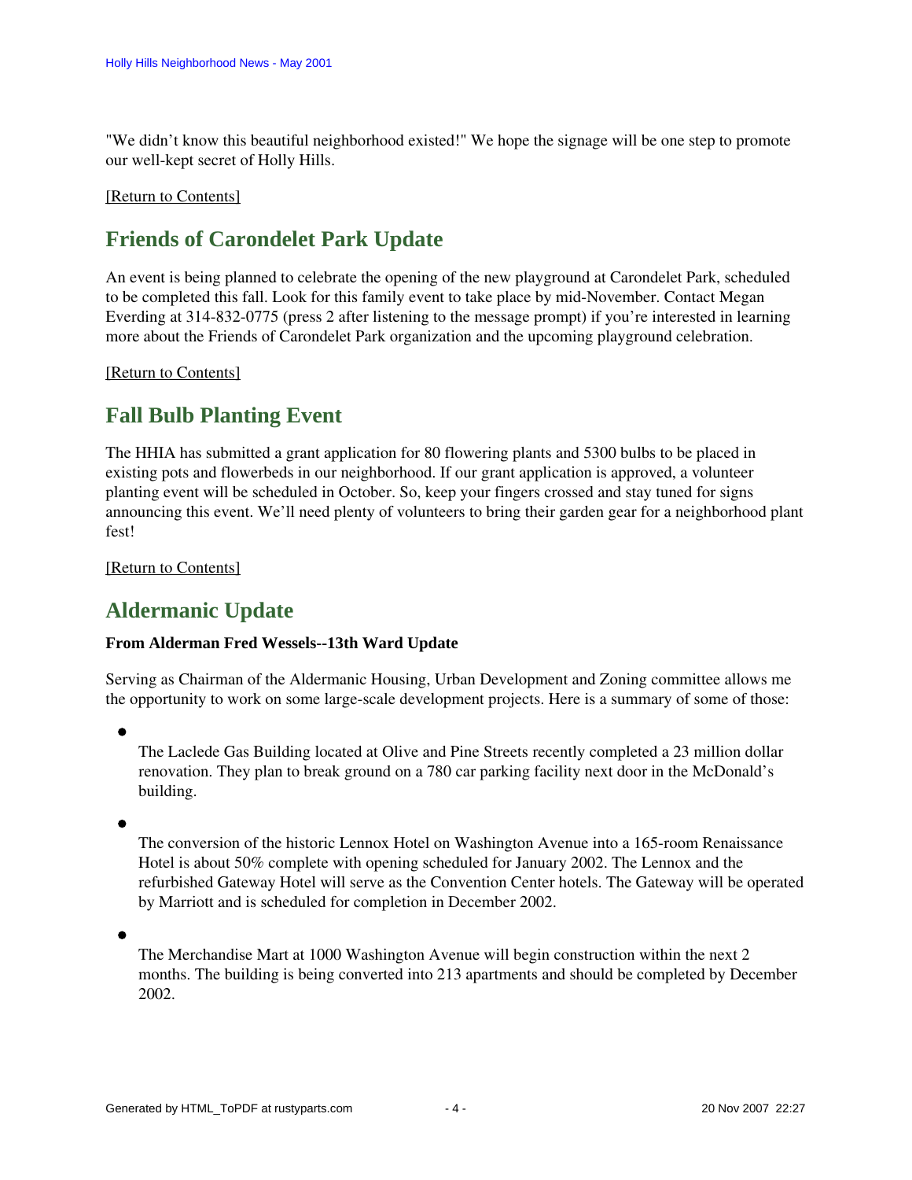"We didn't know this beautiful neighborhood existed!" We hope the signage will be one step to promote our well-kept secret of Holly Hills.

[Return to Contents]

## Friends of Carondelet Park Update

An event is being planned to celebrate the opening of the new playground at Carondelet Park, scheduled to be completed this fall. Look for this family event to take place by mid-November. Contact Megan Everding at 314-832-0775 (press 2 after listening to the message prompt) if you're interested in learning more about the Friends of Carondelet Park organization and the upcoming playground celebration.

[Return to Contents]

## Fall Bulb Planting Event

The HHIA has submitted a grant application for 80 flowering plants and 5300 bulbs to be placed in existing pots and flowerbeds in our neighborhood. If our grant application is approved, a volunteer planting event will be scheduled in October. So, keep your fingers crossed and stay tuned for signs announcing this event. We'll need plenty of volunteers to bring their garden gear for a neighborhood plant fest!

[Return to Contents]

## Aldermanic Update

**From Alderman Fred Wessels--13th Ward Update**

Serving as Chairman of the Aldermanic Housing, Urban Development and Zoning committee allows me the opportunity to work on some large-scale development projects. Here is a summary of some of those:

- The Laclede Gas Building located at Olive and Pine Streets recently completed a 23 million dollar renovation. They plan to break ground on a 780 car parking facility next door in the McDonald's building.

- The conversion of the historic Lennox Hotel on Washington Avenue into a 165-room Renaissance Hotel is about 50% complete with opening scheduled for January 2002. The Lennox and the refurbished Gateway Hotel will serve as the Convention Center hotels. The Gateway will be operated by Marriott and is scheduled for completion in December 2002.

- The Merchandise Mart at 1000 Washington Avenue will begin construction within the next 2 months. The building is being converted into 213 apartments and should be completed by December 2002.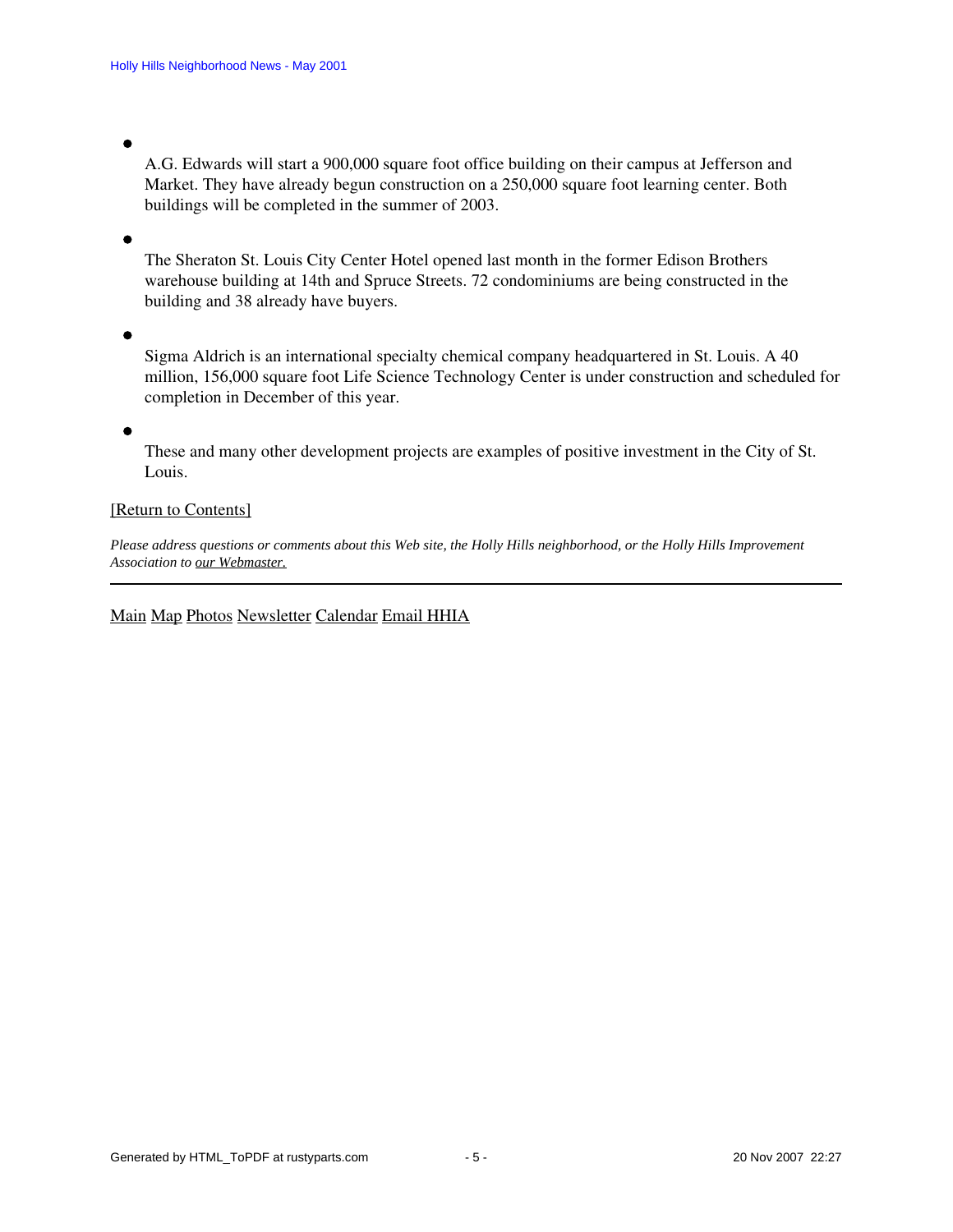- A.G. Edwards will start a 900,000 square foot office building on their campus at Jefferson and Market. They have already begun construction on a 250,000 square foot learning center. Both buildings will be completed in the summer of 2003.

- The Sheraton St. Louis City Center Hotel opened last month in the former Edison Brothers warehouse building at 14th and Spruce Streets. 72 condominiums are being constructed in the building and 38 already have buyers.

- Sigma Aldrich is an international specialty chemical company headquartered in St. Louis. A 40 million, 156,000 square foot Life Science Technology Center is under construction and scheduled for completion in December of this year.

- These and many other development projects are examples of positive investment in the City of St. Louis.

[Return to Contents]

*Please address questions or comments about this Web site, the Holly Hills neighborhood, or the Holly Hills Improvement Association to our Webmaster.*

---

Main Map Photos Newsletter Calendar Email HHIA